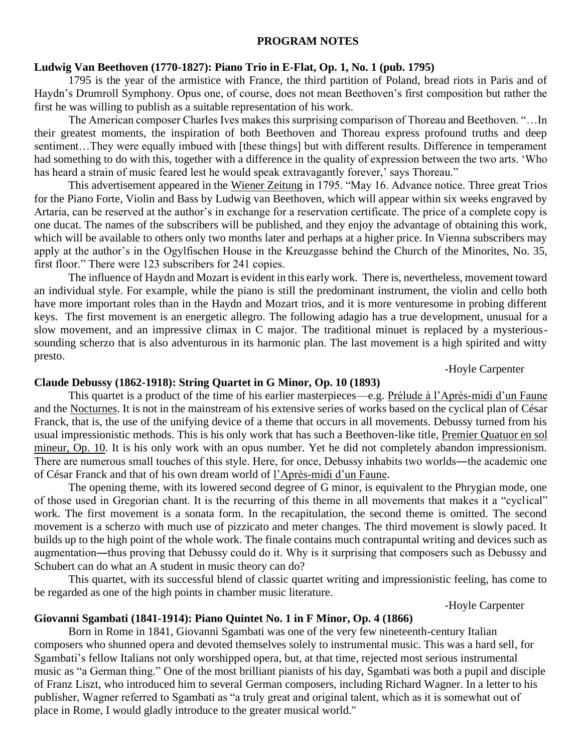# PROGRAM NOTES

**Ludwig Van Beethoven (1770-1827): Piano Trio in E-Flat, Op. 1, No. 1 (pub. 1795)**

1795 is the year of the armistice with France, the third partition of Poland, bread riots in Paris and of Haydn's Drumroll Symphony. Opus one, of course, does not mean Beethoven's first composition but rather the first he was willing to publish as a suitable representation of his work.

The American composer Charles Ives makes this surprising comparison of Thoreau and Beethoven. "…In their greatest moments, the inspiration of both Beethoven and Thoreau express profound truths and deep sentiment…They were equally imbued with [these things] but with different results. Difference in temperament had something to do with this, together with a difference in the quality of expression between the two arts. 'Who has heard a strain of music feared lest he would speak extravagantly forever,' says Thoreau."

This advertisement appeared in the Wiener Zeitung in 1795. "May 16. Advance notice. Three great Trios for the Piano Forte, Violin and Bass by Ludwig van Beethoven, which will appear within six weeks engraved by Artaria, can be reserved at the author's in exchange for a reservation certificate. The price of a complete copy is one ducat. The names of the subscribers will be published, and they enjoy the advantage of obtaining this work, which will be available to others only two months later and perhaps at a higher price. In Vienna subscribers may apply at the author's in the Ogylfischen House in the Kreuzgasse behind the Church of the Minorites, No. 35, first floor." There were 123 subscribers for 241 copies.

The influence of Haydn and Mozart is evident in this early work. There is, nevertheless, movement toward an individual style. For example, while the piano is still the predominant instrument, the violin and cello both have more important roles than in the Haydn and Mozart trios, and it is more venturesome in probing different keys. The first movement is an energetic allegro. The following adagio has a true development, unusual for a slow movement, and an impressive climax in C major. The traditional minuet is replaced by a mysterious-sounding scherzo that is also adventurous in its harmonic plan. The last movement is a high spirited and witty presto.

-Hoyle Carpenter

**Claude Debussy (1862-1918): String Quartet in G Minor, Op. 10 (1893)**

This quartet is a product of the time of his earlier masterpieces—e.g. Prélude à l'Après-midi d'un Faune and the Nocturnes. It is not in the mainstream of his extensive series of works based on the cyclical plan of César Franck, that is, the use of the unifying device of a theme that occurs in all movements. Debussy turned from his usual impressionistic methods. This is his only work that has such a Beethoven-like title, Premier Quatuor en sol mineur, Op. 10. It is his only work with an opus number. Yet he did not completely abandon impressionism. There are numerous small touches of this style. Here, for once, Debussy inhabits two worlds―the academic one of César Franck and that of his own dream world of l'Après-midi d'un Faune.

The opening theme, with its lowered second degree of G minor, is equivalent to the Phrygian mode, one of those used in Gregorian chant. It is the recurring of this theme in all movements that makes it a "cyclical" work. The first movement is a sonata form. In the recapitulation, the second theme is omitted. The second movement is a scherzo with much use of pizzicato and meter changes. The third movement is slowly paced. It builds up to the high point of the whole work. The finale contains much contrapuntal writing and devices such as augmentation―thus proving that Debussy could do it. Why is it surprising that composers such as Debussy and Schubert can do what an A student in music theory can do?

This quartet, with its successful blend of classic quartet writing and impressionistic feeling, has come to be regarded as one of the high points in chamber music literature.

-Hoyle Carpenter

**Giovanni Sgambati (1841-1914): Piano Quintet No. 1 in F Minor, Op. 4 (1866)**

Born in Rome in 1841, Giovanni Sgambati was one of the very few nineteenth-century Italian composers who shunned opera and devoted themselves solely to instrumental music. This was a hard sell, for Sgambati's fellow Italians not only worshipped opera, but, at that time, rejected most serious instrumental music as "a German thing." One of the most brilliant pianists of his day, Sgambati was both a pupil and disciple of Franz Liszt, who introduced him to several German composers, including Richard Wagner. In a letter to his publisher, Wagner referred to Sgambati as "a truly great and original talent, which as it is somewhat out of place in Rome, I would gladly introduce to the greater musical world."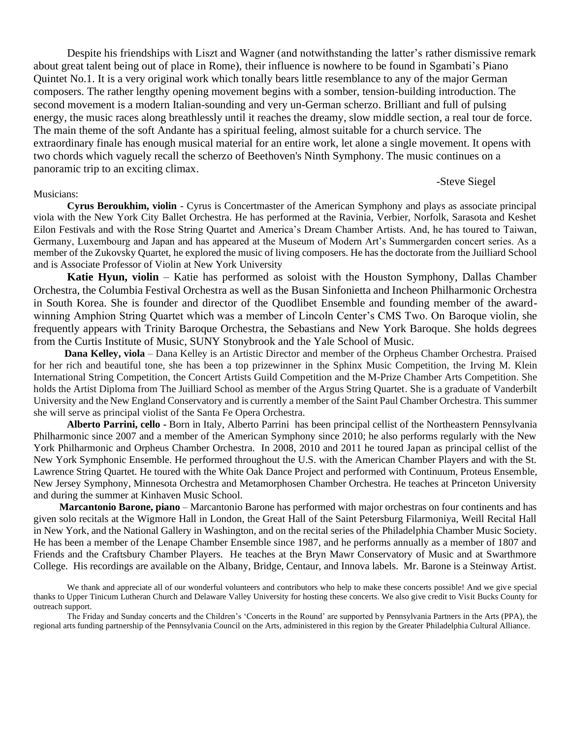Despite his friendships with Liszt and Wagner (and notwithstanding the latter's rather dismissive remark about great talent being out of place in Rome), their influence is nowhere to be found in Sgambati's Piano Quintet No.1. It is a very original work which tonally bears little resemblance to any of the major German composers. The rather lengthy opening movement begins with a somber, tension-building introduction. The second movement is a modern Italian-sounding and very un-German scherzo. Brilliant and full of pulsing energy, the music races along breathlessly until it reaches the dreamy, slow middle section, a real tour de force. The main theme of the soft Andante has a spiritual feeling, almost suitable for a church service. The extraordinary finale has enough musical material for an entire work, let alone a single movement. It opens with two chords which vaguely recall the scherzo of Beethoven's Ninth Symphony. The music continues on a panoramic trip to an exciting climax.

-Steve Siegel

Musicians:

**Cyrus Beroukhim, violin** - Cyrus is Concertmaster of the American Symphony and plays as associate principal viola with the New York City Ballet Orchestra. He has performed at the Ravinia, Verbier, Norfolk, Sarasota and Keshet Eilon Festivals and with the Rose String Quartet and America's Dream Chamber Artists. And, he has toured to Taiwan, Germany, Luxembourg and Japan and has appeared at the Museum of Modern Art's Summergarden concert series. As a member of the Zukovsky Quartet, he explored the music of living composers. He has the doctorate from the Juilliard School and is Associate Professor of Violin at New York University

**Katie Hyun, violin** – Katie has performed as soloist with the Houston Symphony, Dallas Chamber Orchestra, the Columbia Festival Orchestra as well as the Busan Sinfonietta and Incheon Philharmonic Orchestra in South Korea. She is founder and director of the Quodlibet Ensemble and founding member of the award-winning Amphion String Quartet which was a member of Lincoln Center's CMS Two. On Baroque violin, she frequently appears with Trinity Baroque Orchestra, the Sebastians and New York Baroque. She holds degrees from the Curtis Institute of Music, SUNY Stonybrook and the Yale School of Music.

**Dana Kelley, viola** – Dana Kelley is an Artistic Director and member of the Orpheus Chamber Orchestra. Praised for her rich and beautiful tone, she has been a top prizewinner in the Sphinx Music Competition, the Irving M. Klein International String Competition, the Concert Artists Guild Competition and the M-Prize Chamber Arts Competition. She holds the Artist Diploma from The Juilliard School as member of the Argus String Quartet. She is a graduate of Vanderbilt University and the New England Conservatory and is currently a member of the Saint Paul Chamber Orchestra. This summer she will serve as principal violist of the Santa Fe Opera Orchestra.

**Alberto Parrini, cello** - Born in Italy, Alberto Parrini has been principal cellist of the Northeastern Pennsylvania Philharmonic since 2007 and a member of the American Symphony since 2010; he also performs regularly with the New York Philharmonic and Orpheus Chamber Orchestra. In 2008, 2010 and 2011 he toured Japan as principal cellist of the New York Symphonic Ensemble. He performed throughout the U.S. with the American Chamber Players and with the St. Lawrence String Quartet. He toured with the White Oak Dance Project and performed with Continuum, Proteus Ensemble, New Jersey Symphony, Minnesota Orchestra and Metamorphosen Chamber Orchestra. He teaches at Princeton University and during the summer at Kinhaven Music School.

**Marcantonio Barone, piano** – Marcantonio Barone has performed with major orchestras on four continents and has given solo recitals at the Wigmore Hall in London, the Great Hall of the Saint Petersburg Filarmoniya, Weill Recital Hall in New York, and the National Gallery in Washington, and on the recital series of the Philadelphia Chamber Music Society. He has been a member of the Lenape Chamber Ensemble since 1987, and he performs annually as a member of 1807 and Friends and the Craftsbury Chamber Players. He teaches at the Bryn Mawr Conservatory of Music and at Swarthmore College. His recordings are available on the Albany, Bridge, Centaur, and Innova labels. Mr. Barone is a Steinway Artist.

We thank and appreciate all of our wonderful volunteers and contributors who help to make these concerts possible! And we give special thanks to Upper Tinicum Lutheran Church and Delaware Valley University for hosting these concerts. We also give credit to Visit Bucks County for outreach support.

The Friday and Sunday concerts and the Children's 'Concerts in the Round' are supported by Pennsylvania Partners in the Arts (PPA), the regional arts funding partnership of the Pennsylvania Council on the Arts, administered in this region by the Greater Philadelphia Cultural Alliance.